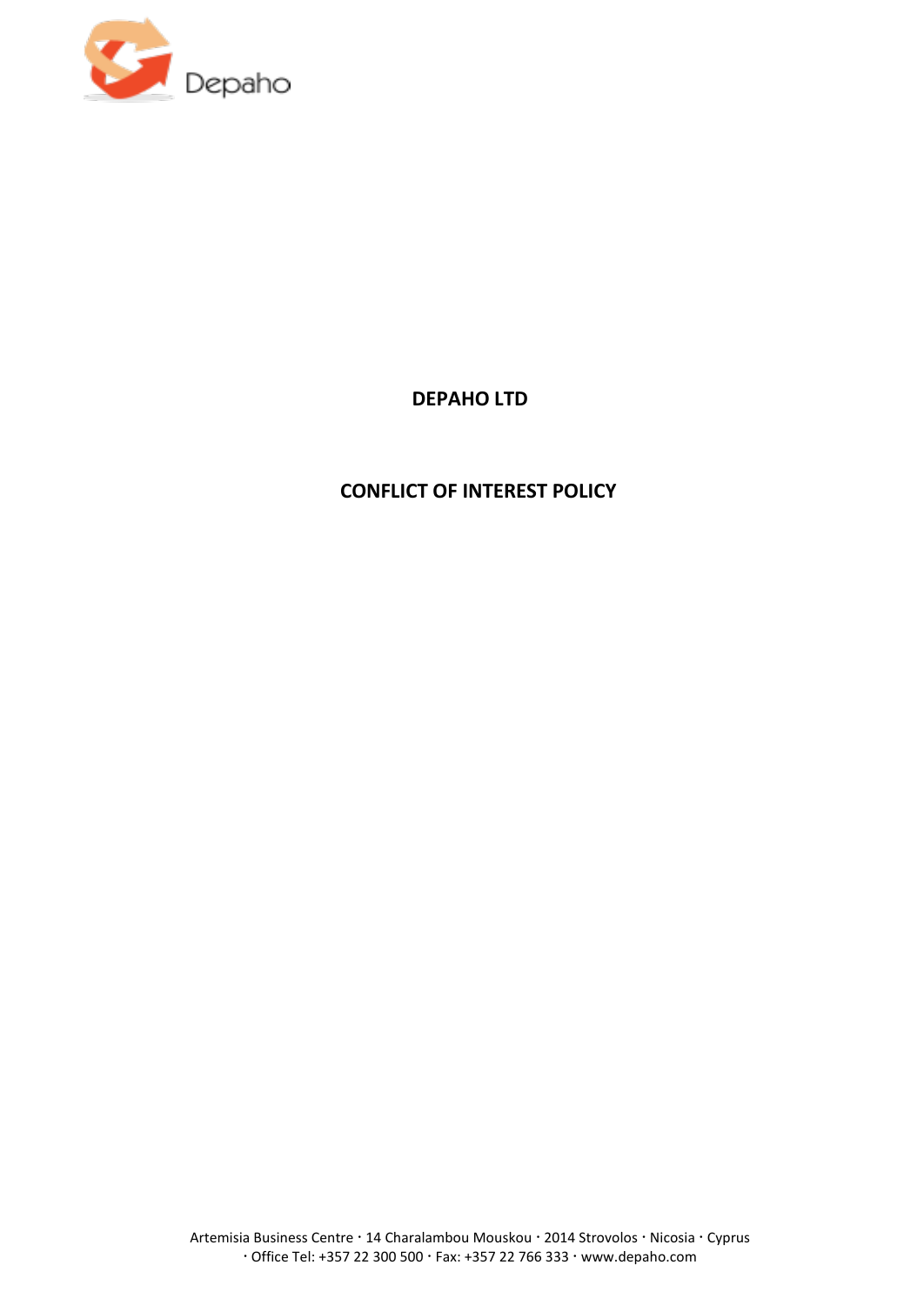# DEPAHO LTD

## CONFLICT OF INTEREST POLICY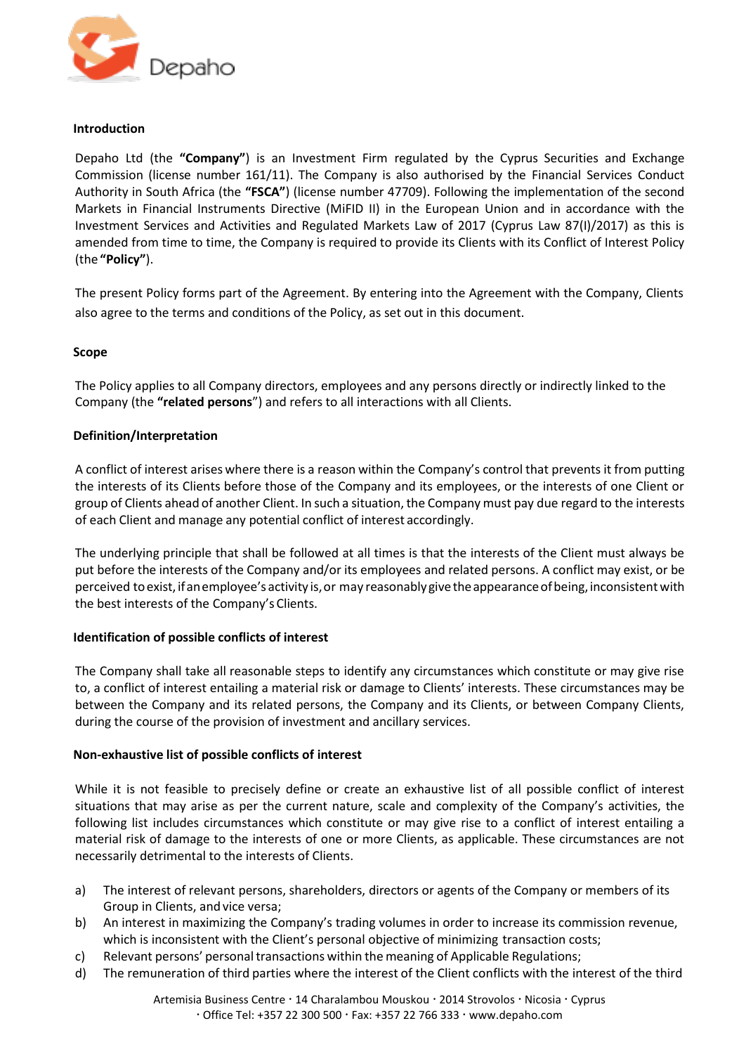## Introduction

Depaho Ltd (the **"Company"**) is an Investment Firm regulated by the Cyprus Securities and Exchange Commission (license number 161/11). The Company is also authorised by the Financial Services Conduct Authority in South Africa (the **"FSCA"**) (license number 47709). Following the implementation of the second Markets in Financial Instruments Directive (MiFID II) in the European Union and in accordance with the Investment Services and Activities and Regulated Markets Law of 2017 (Cyprus Law 87(I)/2017) as this is amended from time to time, the Company is required to provide its Clients with its Conflict of Interest Policy (the **"Policy"**).

The present Policy forms part of the Agreement. By entering into the Agreement with the Company, Clients also agree to the terms and conditions of the Policy, as set out in this document.

## Scope

The Policy applies to all Company directors, employees and any persons directly or indirectly linked to the Company (the **"related persons**") and refers to all interactions with all Clients.

## Definition/Interpretation

A conflict of interest arises where there is a reason within the Company's control that prevents it from putting the interests of its Clients before those of the Company and its employees, or the interests of one Client or group of Clients ahead of another Client. In such a situation, the Company must pay due regard to the interests of each Client and manage any potential conflict of interest accordingly.

The underlying principle that shall be followed at all times is that the interests of the Client must always be put before the interests of the Company and/or its employees and related persons. A conflict may exist, or be perceived to exist, if an employee's activity is, or may reasonably give the appearance of being, inconsistent with the best interests of the Company's Clients.

## Identification of possible conflicts of interest

The Company shall take all reasonable steps to identify any circumstances which constitute or may give rise to, a conflict of interest entailing a material risk or damage to Clients' interests. These circumstances may be between the Company and its related persons, the Company and its Clients, or between Company Clients, during the course of the provision of investment and ancillary services.

## Non-exhaustive list of possible conflicts of interest

While it is not feasible to precisely define or create an exhaustive list of all possible conflict of interest situations that may arise as per the current nature, scale and complexity of the Company's activities, the following list includes circumstances which constitute or may give rise to a conflict of interest entailing a material risk of damage to the interests of one or more Clients, as applicable. These circumstances are not necessarily detrimental to the interests of Clients.

a) The interest of relevant persons, shareholders, directors or agents of the Company or members of its Group in Clients, and vice versa;
b) An interest in maximizing the Company's trading volumes in order to increase its commission revenue, which is inconsistent with the Client's personal objective of minimizing transaction costs;
c) Relevant persons' personal transactions within the meaning of Applicable Regulations;
d) The remuneration of third parties where the interest of the Client conflicts with the interest of the third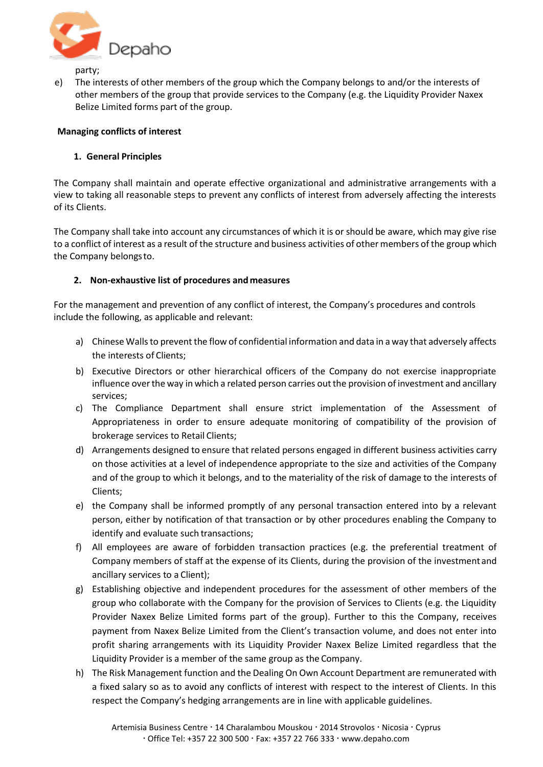party;

e) The interests of other members of the group which the Company belongs to and/or the interests of other members of the group that provide services to the Company (e.g. the Liquidity Provider Naxex Belize Limited forms part of the group.

**Managing conflicts of interest**

**1. General Principles**

The Company shall maintain and operate effective organizational and administrative arrangements with a view to taking all reasonable steps to prevent any conflicts of interest from adversely affecting the interests of its Clients.

The Company shall take into account any circumstances of which it is or should be aware, which may give rise to a conflict of interest as a result of the structure and business activities of other members of the group which the Company belongs to.

**2. Non-exhaustive list of procedures and measures**

For the management and prevention of any conflict of interest, the Company's procedures and controls include the following, as applicable and relevant:

a) Chinese Walls to prevent the flow of confidential information and data in a way that adversely affects the interests of Clients;

b) Executive Directors or other hierarchical officers of the Company do not exercise inappropriate influence over the way in which a related person carries out the provision of investment and ancillary services;

c) The Compliance Department shall ensure strict implementation of the Assessment of Appropriateness in order to ensure adequate monitoring of compatibility of the provision of brokerage services to Retail Clients;

d) Arrangements designed to ensure that related persons engaged in different business activities carry on those activities at a level of independence appropriate to the size and activities of the Company and of the group to which it belongs, and to the materiality of the risk of damage to the interests of Clients;

e) the Company shall be informed promptly of any personal transaction entered into by a relevant person, either by notification of that transaction or by other procedures enabling the Company to identify and evaluate such transactions;

f) All employees are aware of forbidden transaction practices (e.g. the preferential treatment of Company members of staff at the expense of its Clients, during the provision of the investment and ancillary services to a Client);

g) Establishing objective and independent procedures for the assessment of other members of the group who collaborate with the Company for the provision of Services to Clients (e.g. the Liquidity Provider Naxex Belize Limited forms part of the group). Further to this the Company, receives payment from Naxex Belize Limited from the Client's transaction volume, and does not enter into profit sharing arrangements with its Liquidity Provider Naxex Belize Limited regardless that the Liquidity Provider is a member of the same group as the Company.

h) The Risk Management function and the Dealing On Own Account Department are remunerated with a fixed salary so as to avoid any conflicts of interest with respect to the interest of Clients. In this respect the Company's hedging arrangements are in line with applicable guidelines.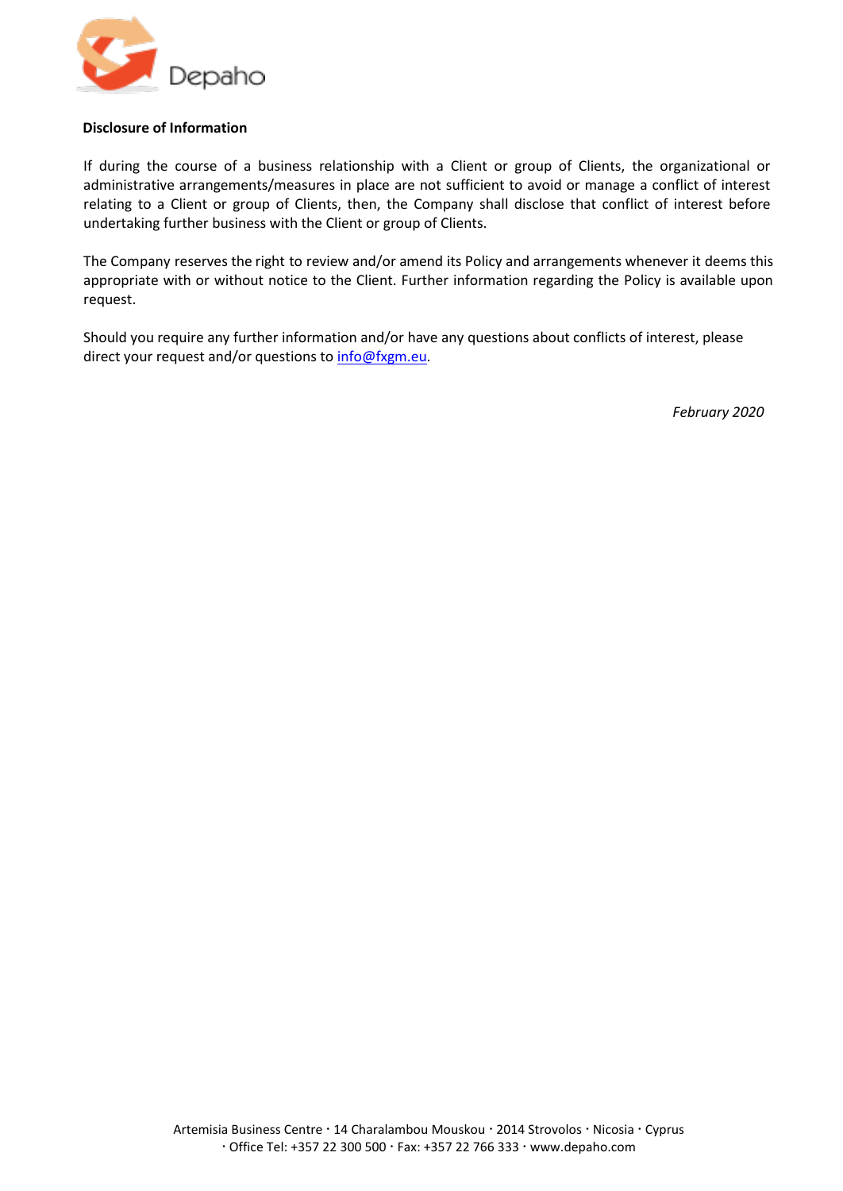**Disclosure of Information**

If during the course of a business relationship with a Client or group of Clients, the organizational or administrative arrangements/measures in place are not sufficient to avoid or manage a conflict of interest relating to a Client or group of Clients, then, the Company shall disclose that conflict of interest before undertaking further business with the Client or group of Clients.

The Company reserves the right to review and/or amend its Policy and arrangements whenever it deems this appropriate with or without notice to the Client. Further information regarding the Policy is available upon request.

Should you require any further information and/or have any questions about conflicts of interest, please direct your request and/or questions to info@fxgm.eu.

*February 2020*